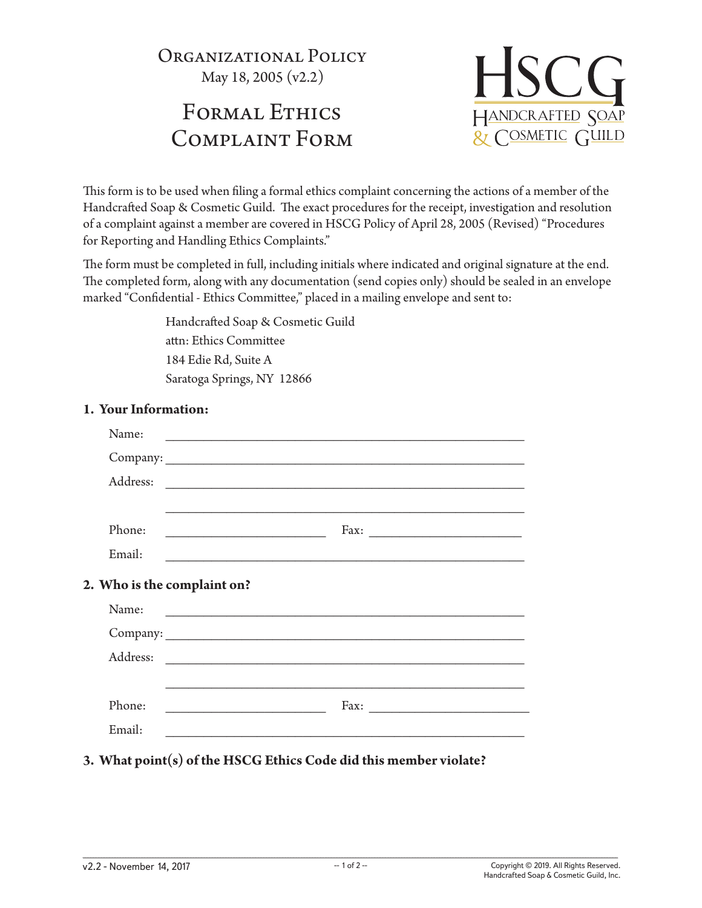# Organizational Policy

May 18, 2005 (v2.2)

# Formal Ethics Complaint Form

HSCG
Handcrafted Soap & Cosmetic Guild

This form is to be used when filing a formal ethics complaint concerning the actions of a member of the Handcrafted Soap & Cosmetic Guild. The exact procedures for the receipt, investigation and resolution of a complaint against a member are covered in HSCG Policy of April 28, 2005 (Revised) "Procedures for Reporting and Handling Ethics Complaints."

The form must be completed in full, including initials where indicated and original signature at the end. The completed form, along with any documentation (send copies only) should be sealed in an envelope marked "Confidential - Ethics Committee," placed in a mailing envelope and sent to:

> Handcrafted Soap & Cosmetic Guild
> attn: Ethics Committee
> 184 Edie Rd, Suite A
> Saratoga Springs, NY 12866

**1. Your Information:**

Name: ______________________________________________

Company: ______________________________________________

Address: ______________________________________________

______________________________________________

Phone: ____________________ Fax: ____________________

Email: ______________________________________________

**2. Who is the complaint on?**

Name: ______________________________________________

Company: ______________________________________________

Address: ______________________________________________

______________________________________________

Phone: ____________________ Fax: ____________________

Email: ______________________________________________

**3. What point(s) of the HSCG Ethics Code did this member violate?**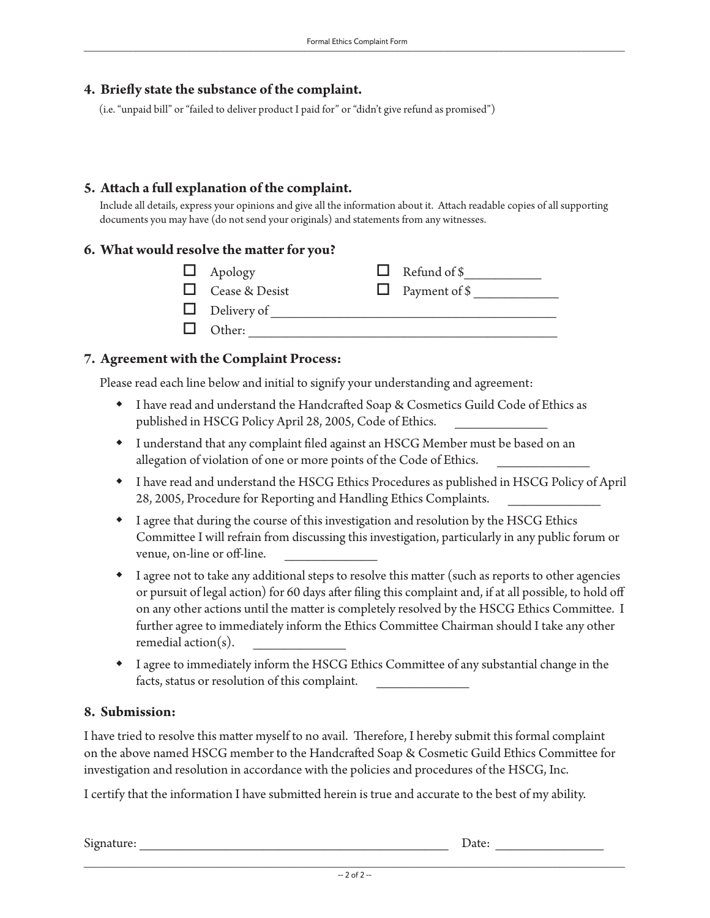## 4. Briefly state the substance of the complaint.

(i.e. "unpaid bill" or "failed to deliver product I paid for" or "didn't give refund as promised")

## 5. Attach a full explanation of the complaint.

Include all details, express your opinions and give all the information about it. Attach readable copies of all supporting documents you may have (do not send your originals) and statements from any witnesses.

## 6. What would resolve the matter for you?

- ☐ Apology
- ☐ Refund of $___________
- ☐ Cease & Desist
- ☐ Payment of $ ____________
- ☐ Delivery of ________________________________________
- ☐ Other: ___________________________________________

## 7. Agreement with the Complaint Process:

Please read each line below and initial to signify your understanding and agreement:

- I have read and understand the Handcrafted Soap & Cosmetics Guild Code of Ethics as published in HSCG Policy April 28, 2005, Code of Ethics. _____________
- I understand that any complaint filed against an HSCG Member must be based on an allegation of violation of one or more points of the Code of Ethics. _____________
- I have read and understand the HSCG Ethics Procedures as published in HSCG Policy of April 28, 2005, Procedure for Reporting and Handling Ethics Complaints. _____________
- I agree that during the course of this investigation and resolution by the HSCG Ethics Committee I will refrain from discussing this investigation, particularly in any public forum or venue, on-line or off-line. _____________
- I agree not to take any additional steps to resolve this matter (such as reports to other agencies or pursuit of legal action) for 60 days after filing this complaint and, if at all possible, to hold off on any other actions until the matter is completely resolved by the HSCG Ethics Committee. I further agree to immediately inform the Ethics Committee Chairman should I take any other remedial action(s). _____________
- I agree to immediately inform the HSCG Ethics Committee of any substantial change in the facts, status or resolution of this complaint. _____________

## 8. Submission:

I have tried to resolve this matter myself to no avail. Therefore, I hereby submit this formal complaint on the above named HSCG member to the Handcrafted Soap & Cosmetic Guild Ethics Committee for investigation and resolution in accordance with the policies and procedures of the HSCG, Inc.

I certify that the information I have submitted herein is true and accurate to the best of my ability.

Signature: ____________________________________________ Date: _______________